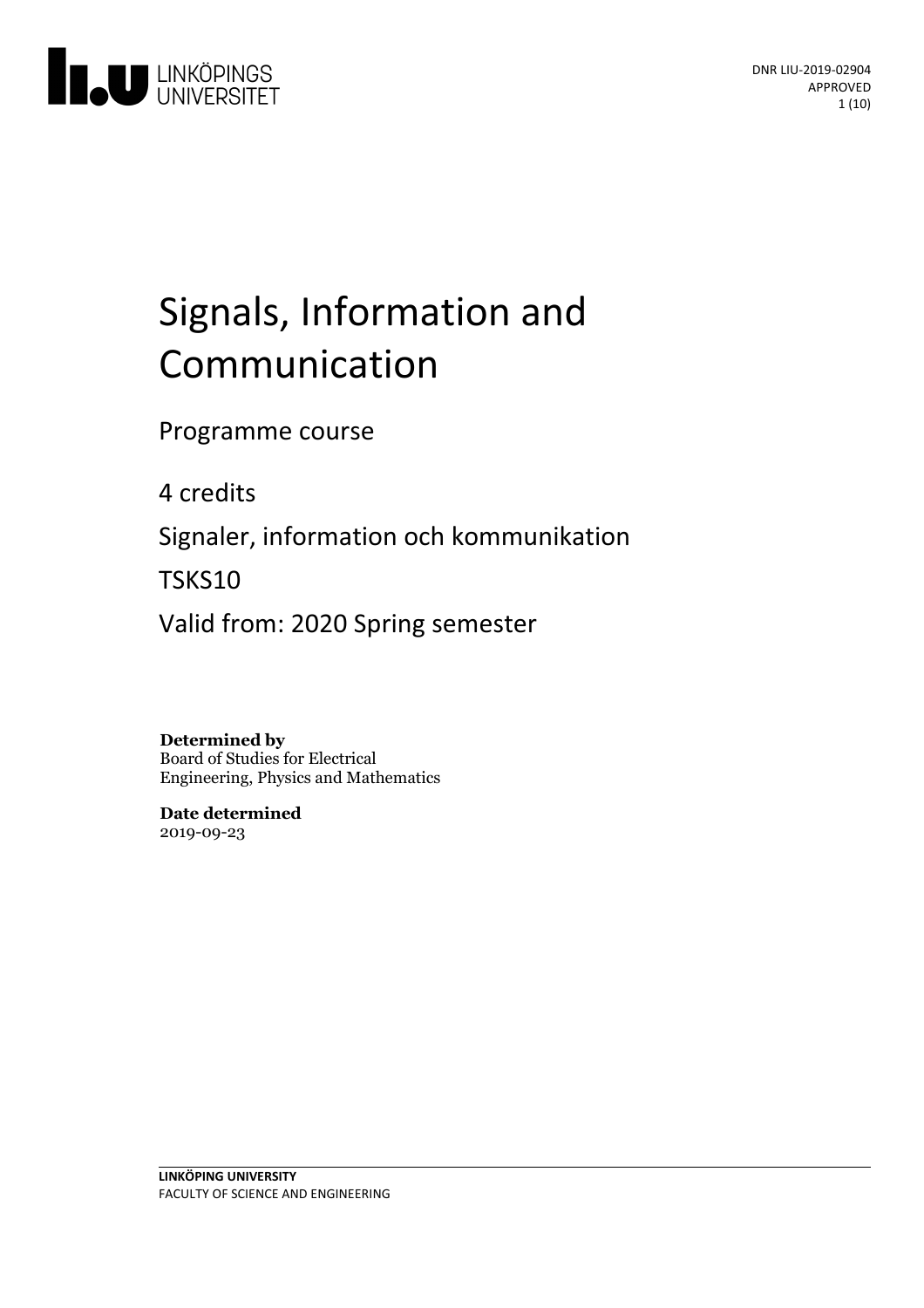DNR LIU-2019-02904
APPROVED

# Signals, Information and Communication

Programme course

4 credits

Signaler, information och kommunikation

TSKS10

Valid from: 2020 Spring semester

**Determined by**
Board of Studies for Electrical Engineering, Physics and Mathematics

**Date determined**
2019-09-23

**LINKÖPING UNIVERSITY**
FACULTY OF SCIENCE AND ENGINEERING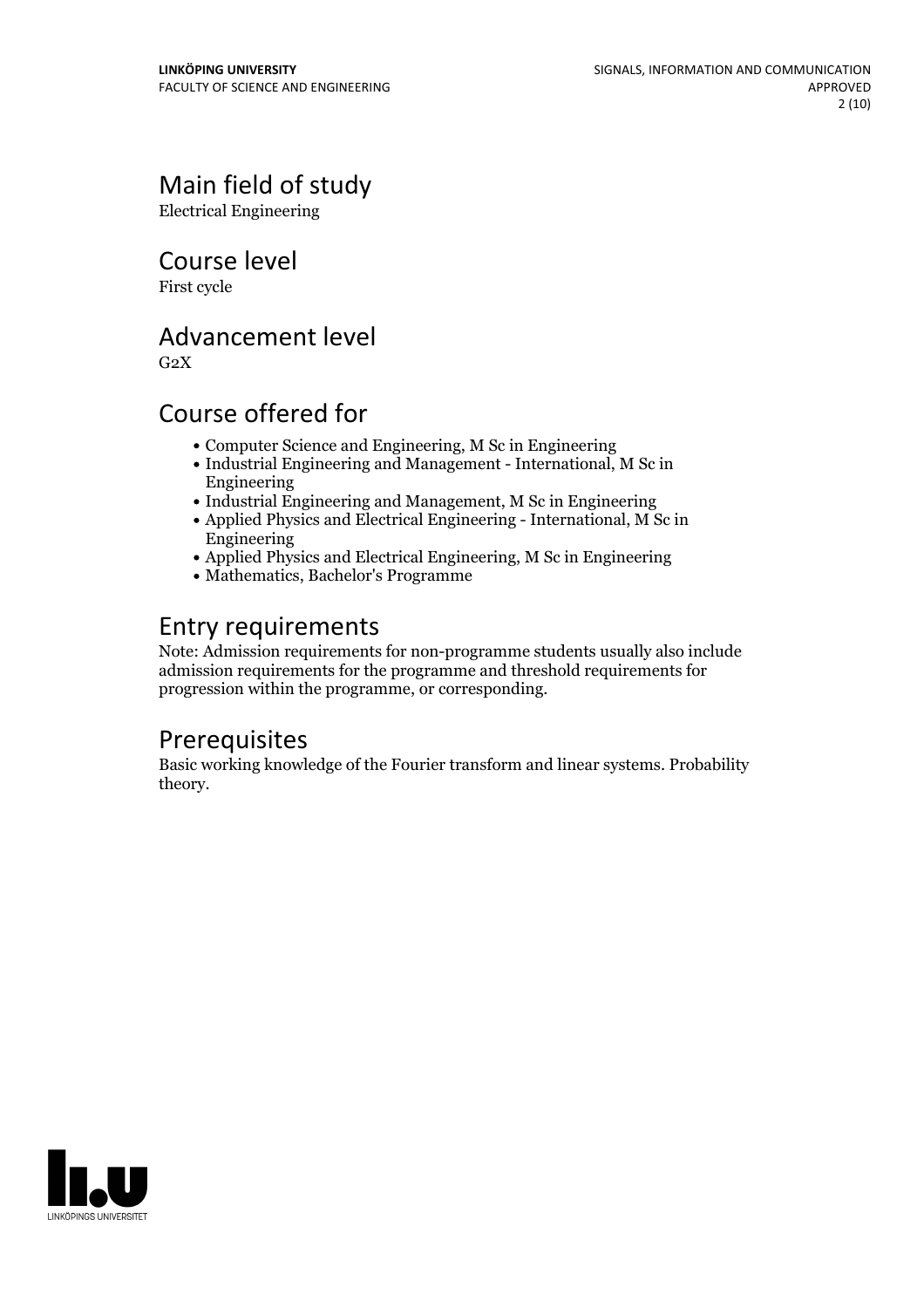## Main field of study

Electrical Engineering

## Course level

First cycle

## Advancement level

G2X

## Course offered for

- Computer Science and Engineering, M Sc in Engineering
- Industrial Engineering and Management - International, M Sc in Engineering
- Industrial Engineering and Management, M Sc in Engineering
- Applied Physics and Electrical Engineering - International, M Sc in Engineering
- Applied Physics and Electrical Engineering, M Sc in Engineering
- Mathematics, Bachelor's Programme

## Entry requirements

Note: Admission requirements for non-programme students usually also include admission requirements for the programme and threshold requirements for progression within the programme, or corresponding.

## Prerequisites

Basic working knowledge of the Fourier transform and linear systems. Probability theory.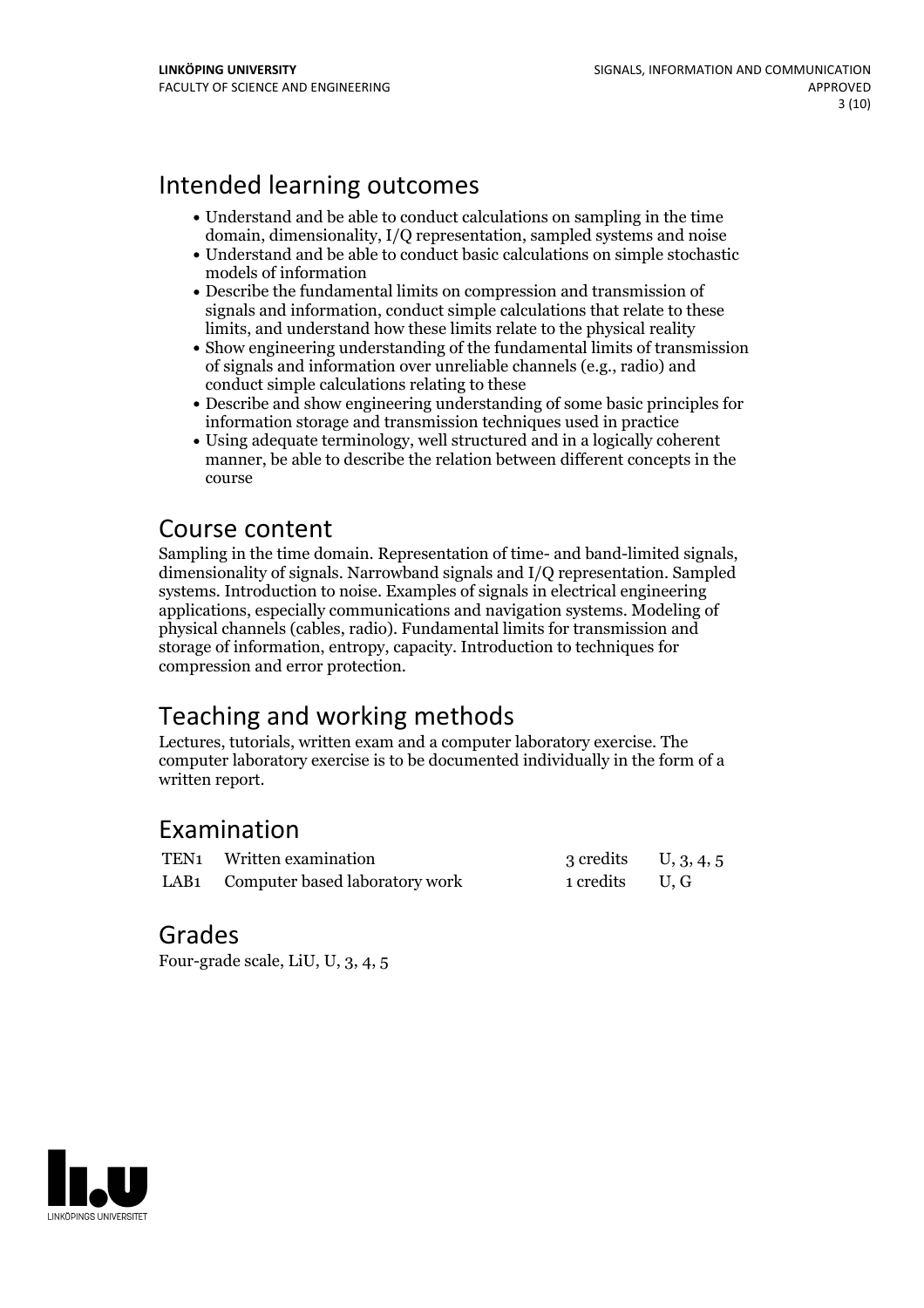## Intended learning outcomes

- Understand and be able to conduct calculations on sampling in the time domain, dimensionality, I/Q representation, sampled systems and noise
- Understand and be able to conduct basic calculations on simple stochastic models of information
- Describe the fundamental limits on compression and transmission of signals and information, conduct simple calculations that relate to these limits, and understand how these limits relate to the physical reality
- Show engineering understanding of the fundamental limits of transmission of signals and information over unreliable channels (e.g., radio) and conduct simple calculations relating to these
- Describe and show engineering understanding of some basic principles for information storage and transmission techniques used in practice
- Using adequate terminology, well structured and in a logically coherent manner, be able to describe the relation between different concepts in the course

## Course content

Sampling in the time domain. Representation of time- and band-limited signals, dimensionality of signals. Narrowband signals and I/Q representation. Sampled systems. Introduction to noise. Examples of signals in electrical engineering applications, especially communications and navigation systems. Modeling of physical channels (cables, radio). Fundamental limits for transmission and storage of information, entropy, capacity. Introduction to techniques for compression and error protection.

## Teaching and working methods

Lectures, tutorials, written exam and a computer laboratory exercise. The computer laboratory exercise is to be documented individually in the form of a written report.

## Examination

| | | | |
|---|---|---|---|
| TEN1 | Written examination | 3 credits | U, 3, 4, 5 |
| LAB1 | Computer based laboratory work | 1 credits | U, G |

## Grades

Four-grade scale, LiU, U, 3, 4, 5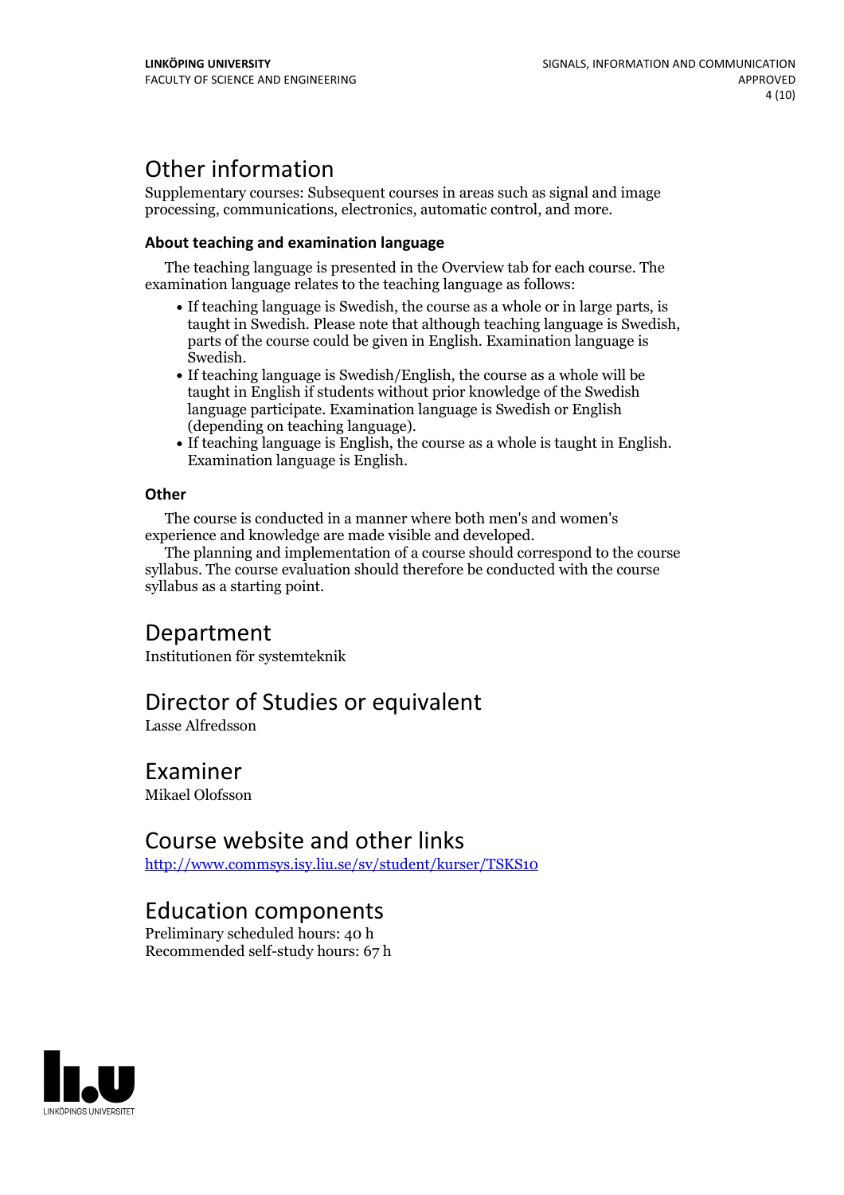## Other information

Supplementary courses: Subsequent courses in areas such as signal and image processing, communications, electronics, automatic control, and more.

### About teaching and examination language

The teaching language is presented in the Overview tab for each course. The examination language relates to the teaching language as follows:

- If teaching language is Swedish, the course as a whole or in large parts, is taught in Swedish. Please note that although teaching language is Swedish, parts of the course could be given in English. Examination language is Swedish.
- If teaching language is Swedish/English, the course as a whole will be taught in English if students without prior knowledge of the Swedish language participate. Examination language is Swedish or English (depending on teaching language).
- If teaching language is English, the course as a whole is taught in English. Examination language is English.

### Other

The course is conducted in a manner where both men's and women's experience and knowledge are made visible and developed.

The planning and implementation of a course should correspond to the course syllabus. The course evaluation should therefore be conducted with the course syllabus as a starting point.

## Department

Institutionen för systemteknik

## Director of Studies or equivalent

Lasse Alfredsson

## Examiner

Mikael Olofsson

## Course website and other links

http://www.commsys.isy.liu.se/sv/student/kurser/TSKS10

## Education components

Preliminary scheduled hours: 40 h
Recommended self-study hours: 67 h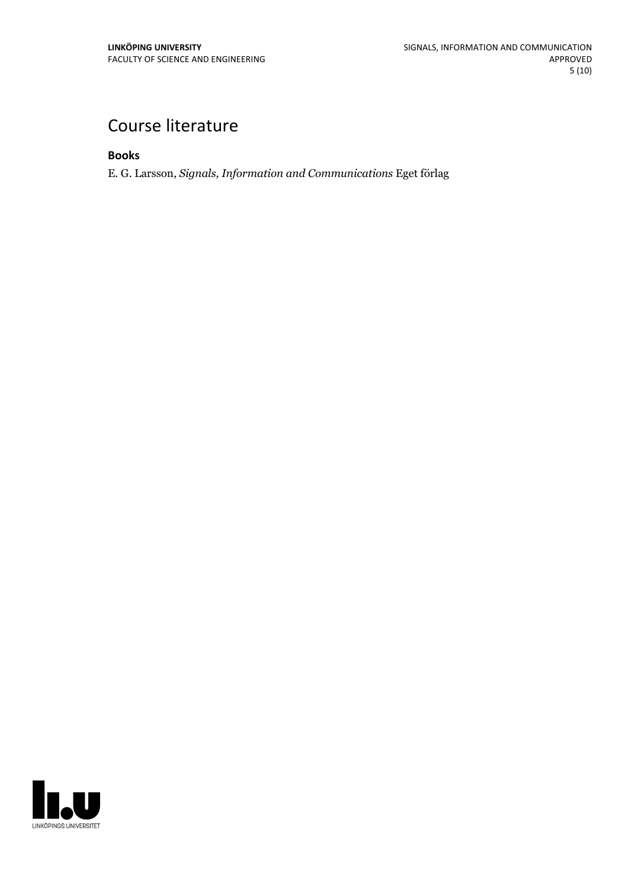# Course literature

### Books

E. G. Larsson, *Signals, Information and Communications* Eget förlag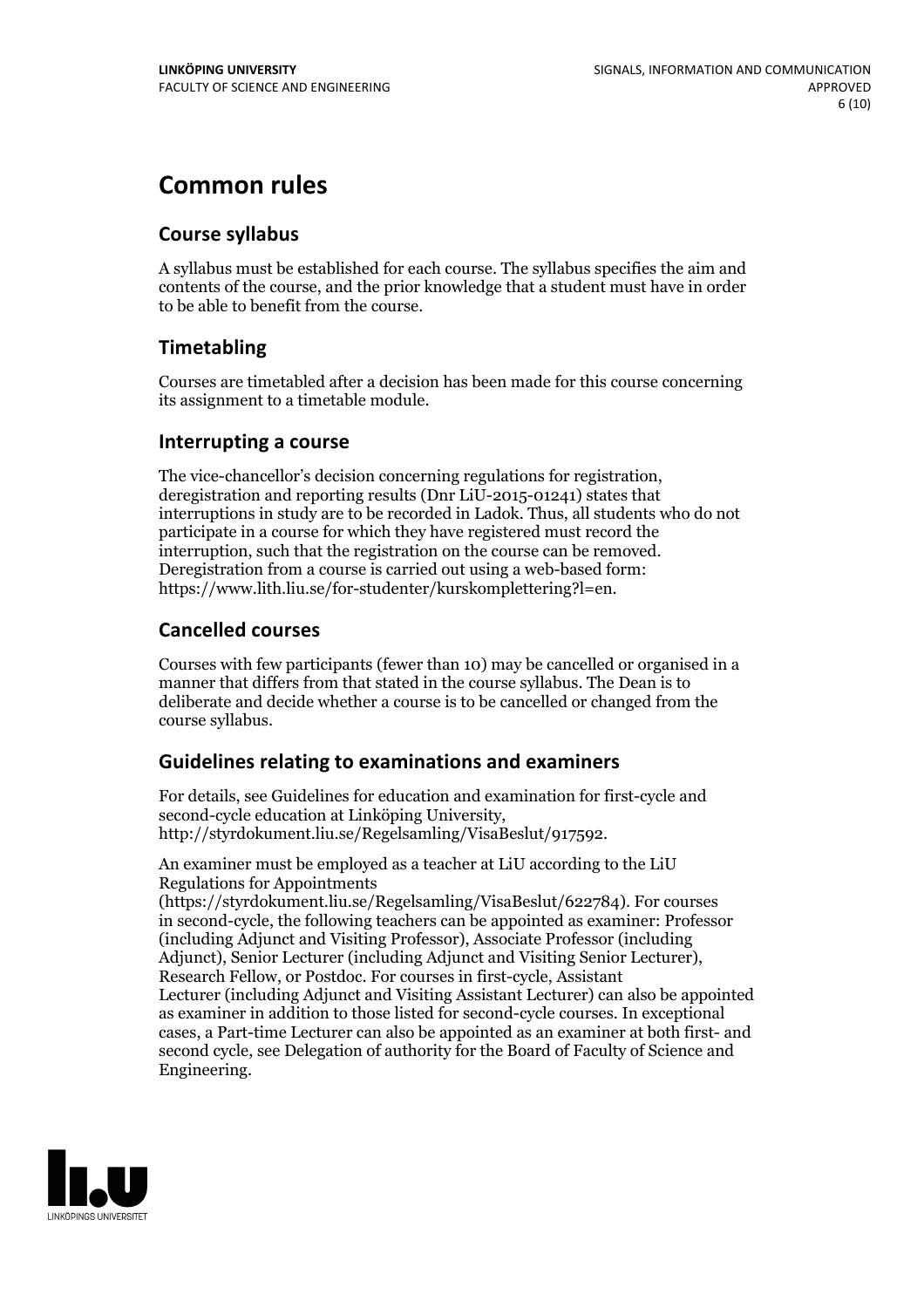# Common rules

## Course syllabus

A syllabus must be established for each course. The syllabus specifies the aim and contents of the course, and the prior knowledge that a student must have in order to be able to benefit from the course.

## Timetabling

Courses are timetabled after a decision has been made for this course concerning its assignment to a timetable module.

## Interrupting a course

The vice-chancellor's decision concerning regulations for registration, deregistration and reporting results (Dnr LiU-2015-01241) states that interruptions in study are to be recorded in Ladok. Thus, all students who do not participate in a course for which they have registered must record the interruption, such that the registration on the course can be removed. Deregistration from a course is carried out using a web-based form: https://www.lith.liu.se/for-studenter/kurskomplettering?l=en.

## Cancelled courses

Courses with few participants (fewer than 10) may be cancelled or organised in a manner that differs from that stated in the course syllabus. The Dean is to deliberate and decide whether a course is to be cancelled or changed from the course syllabus.

## Guidelines relating to examinations and examiners

For details, see Guidelines for education and examination for first-cycle and second-cycle education at Linköping University, http://styrdokument.liu.se/Regelsamling/VisaBeslut/917592.

An examiner must be employed as a teacher at LiU according to the LiU Regulations for Appointments (https://styrdokument.liu.se/Regelsamling/VisaBeslut/622784). For courses in second-cycle, the following teachers can be appointed as examiner: Professor (including Adjunct and Visiting Professor), Associate Professor (including Adjunct), Senior Lecturer (including Adjunct and Visiting Senior Lecturer), Research Fellow, or Postdoc. For courses in first-cycle, Assistant Lecturer (including Adjunct and Visiting Assistant Lecturer) can also be appointed as examiner in addition to those listed for second-cycle courses. In exceptional cases, a Part-time Lecturer can also be appointed as an examiner at both first- and second cycle, see Delegation of authority for the Board of Faculty of Science and Engineering.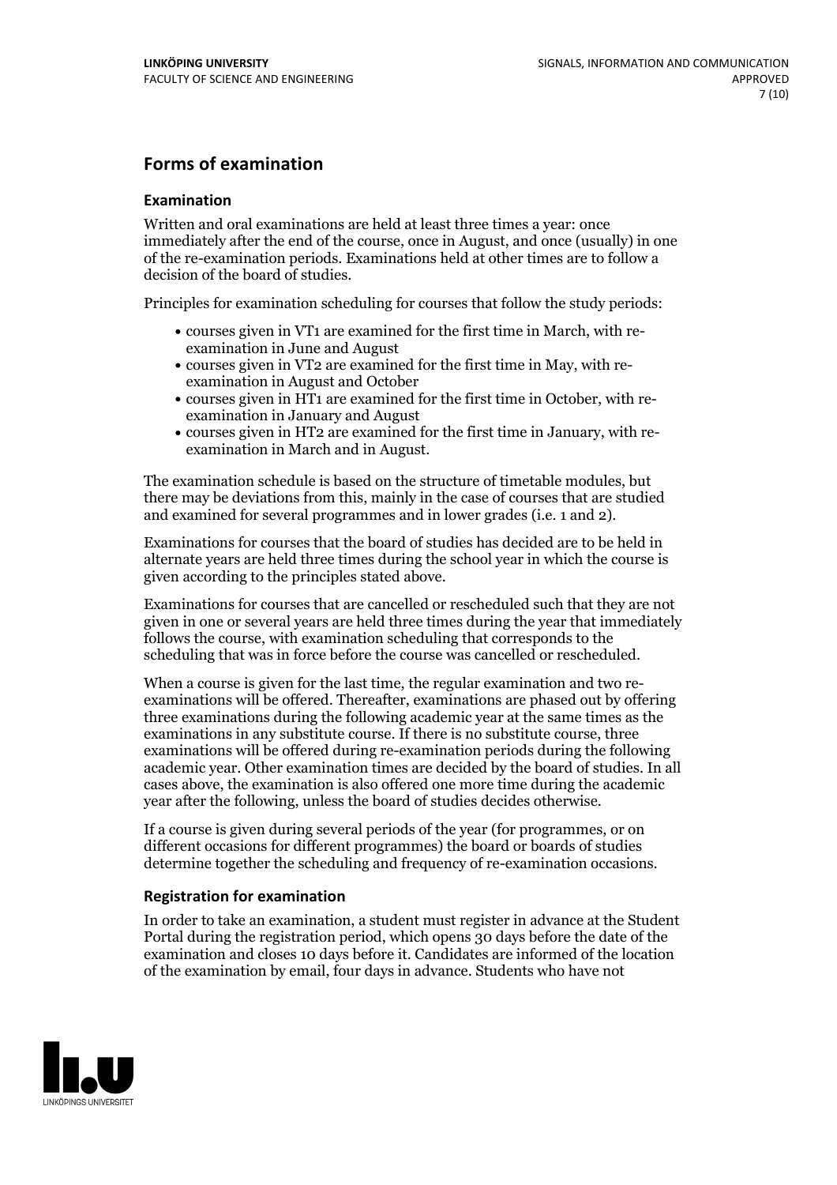## Forms of examination

### Examination

Written and oral examinations are held at least three times a year: once immediately after the end of the course, once in August, and once (usually) in one of the re-examination periods. Examinations held at other times are to follow a decision of the board of studies.

Principles for examination scheduling for courses that follow the study periods:

- courses given in VT1 are examined for the first time in March, with re-examination in June and August
- courses given in VT2 are examined for the first time in May, with re-examination in August and October
- courses given in HT1 are examined for the first time in October, with re-examination in January and August
- courses given in HT2 are examined for the first time in January, with re-examination in March and in August.

The examination schedule is based on the structure of timetable modules, but there may be deviations from this, mainly in the case of courses that are studied and examined for several programmes and in lower grades (i.e. 1 and 2).

Examinations for courses that the board of studies has decided are to be held in alternate years are held three times during the school year in which the course is given according to the principles stated above.

Examinations for courses that are cancelled or rescheduled such that they are not given in one or several years are held three times during the year that immediately follows the course, with examination scheduling that corresponds to the scheduling that was in force before the course was cancelled or rescheduled.

When a course is given for the last time, the regular examination and two re-examinations will be offered. Thereafter, examinations are phased out by offering three examinations during the following academic year at the same times as the examinations in any substitute course. If there is no substitute course, three examinations will be offered during re-examination periods during the following academic year. Other examination times are decided by the board of studies. In all cases above, the examination is also offered one more time during the academic year after the following, unless the board of studies decides otherwise.

If a course is given during several periods of the year (for programmes, or on different occasions for different programmes) the board or boards of studies determine together the scheduling and frequency of re-examination occasions.

### Registration for examination

In order to take an examination, a student must register in advance at the Student Portal during the registration period, which opens 30 days before the date of the examination and closes 10 days before it. Candidates are informed of the location of the examination by email, four days in advance. Students who have not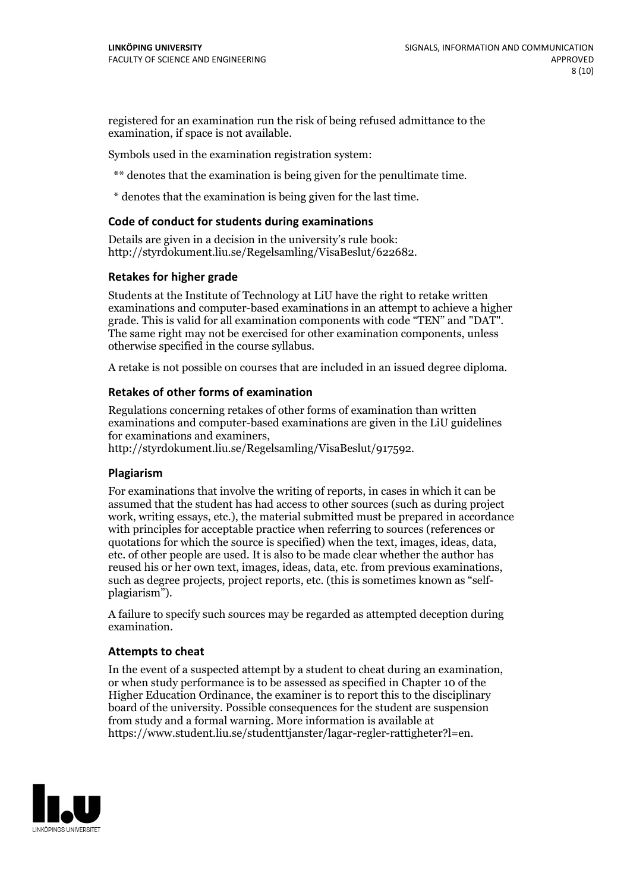registered for an examination run the risk of being refused admittance to the examination, if space is not available.

Symbols used in the examination registration system:

** denotes that the examination is being given for the penultimate time.

* denotes that the examination is being given for the last time.

### Code of conduct for students during examinations

Details are given in a decision in the university's rule book: http://styrdokument.liu.se/Regelsamling/VisaBeslut/622682.

### Retakes for higher grade

Students at the Institute of Technology at LiU have the right to retake written examinations and computer-based examinations in an attempt to achieve a higher grade. This is valid for all examination components with code "TEN" and "DAT". The same right may not be exercised for other examination components, unless otherwise specified in the course syllabus.

A retake is not possible on courses that are included in an issued degree diploma.

### Retakes of other forms of examination

Regulations concerning retakes of other forms of examination than written examinations and computer-based examinations are given in the LiU guidelines for examinations and examiners, http://styrdokument.liu.se/Regelsamling/VisaBeslut/917592.

### Plagiarism

For examinations that involve the writing of reports, in cases in which it can be assumed that the student has had access to other sources (such as during project work, writing essays, etc.), the material submitted must be prepared in accordance with principles for acceptable practice when referring to sources (references or quotations for which the source is specified) when the text, images, ideas, data, etc. of other people are used. It is also to be made clear whether the author has reused his or her own text, images, ideas, data, etc. from previous examinations, such as degree projects, project reports, etc. (this is sometimes known as "self-plagiarism").

A failure to specify such sources may be regarded as attempted deception during examination.

### Attempts to cheat

In the event of a suspected attempt by a student to cheat during an examination, or when study performance is to be assessed as specified in Chapter 10 of the Higher Education Ordinance, the examiner is to report this to the disciplinary board of the university. Possible consequences for the student are suspension from study and a formal warning. More information is available at https://www.student.liu.se/studenttjanster/lagar-regler-rattigheter?l=en.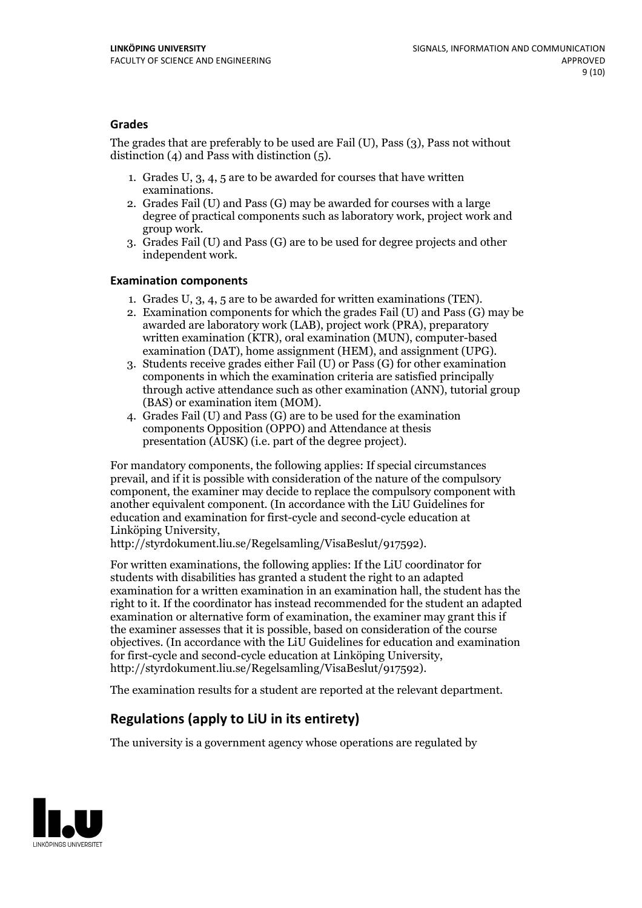### Grades

The grades that are preferably to be used are Fail (U), Pass (3), Pass not without distinction (4) and Pass with distinction (5).

1. Grades U, 3, 4, 5 are to be awarded for courses that have written examinations.
2. Grades Fail (U) and Pass (G) may be awarded for courses with a large degree of practical components such as laboratory work, project work and group work.
3. Grades Fail (U) and Pass (G) are to be used for degree projects and other independent work.

### Examination components

1. Grades U, 3, 4, 5 are to be awarded for written examinations (TEN).
2. Examination components for which the grades Fail (U) and Pass (G) may be awarded are laboratory work (LAB), project work (PRA), preparatory written examination (KTR), oral examination (MUN), computer-based examination (DAT), home assignment (HEM), and assignment (UPG).
3. Students receive grades either Fail (U) or Pass (G) for other examination components in which the examination criteria are satisfied principally through active attendance such as other examination (ANN), tutorial group (BAS) or examination item (MOM).
4. Grades Fail (U) and Pass (G) are to be used for the examination components Opposition (OPPO) and Attendance at thesis presentation (AUSK) (i.e. part of the degree project).

For mandatory components, the following applies: If special circumstances prevail, and if it is possible with consideration of the nature of the compulsory component, the examiner may decide to replace the compulsory component with another equivalent component. (In accordance with the LiU Guidelines for education and examination for first-cycle and second-cycle education at Linköping University, http://styrdokument.liu.se/Regelsamling/VisaBeslut/917592).

For written examinations, the following applies: If the LiU coordinator for students with disabilities has granted a student the right to an adapted examination for a written examination in an examination hall, the student has the right to it. If the coordinator has instead recommended for the student an adapted examination or alternative form of examination, the examiner may grant this if the examiner assesses that it is possible, based on consideration of the course objectives. (In accordance with the LiU Guidelines for education and examination for first-cycle and second-cycle education at Linköping University, http://styrdokument.liu.se/Regelsamling/VisaBeslut/917592).

The examination results for a student are reported at the relevant department.

## Regulations (apply to LiU in its entirety)

The university is a government agency whose operations are regulated by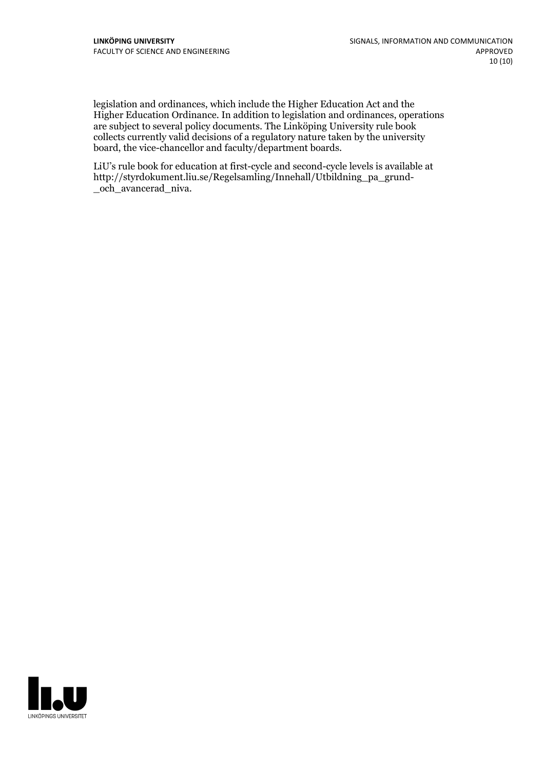legislation and ordinances, which include the Higher Education Act and the Higher Education Ordinance. In addition to legislation and ordinances, operations are subject to several policy documents. The Linköping University rule book collects currently valid decisions of a regulatory nature taken by the university board, the vice-chancellor and faculty/department boards.

LiU's rule book for education at first-cycle and second-cycle levels is available at http://styrdokument.liu.se/Regelsamling/Innehall/Utbildning_pa_grund-_och_avancerad_niva.